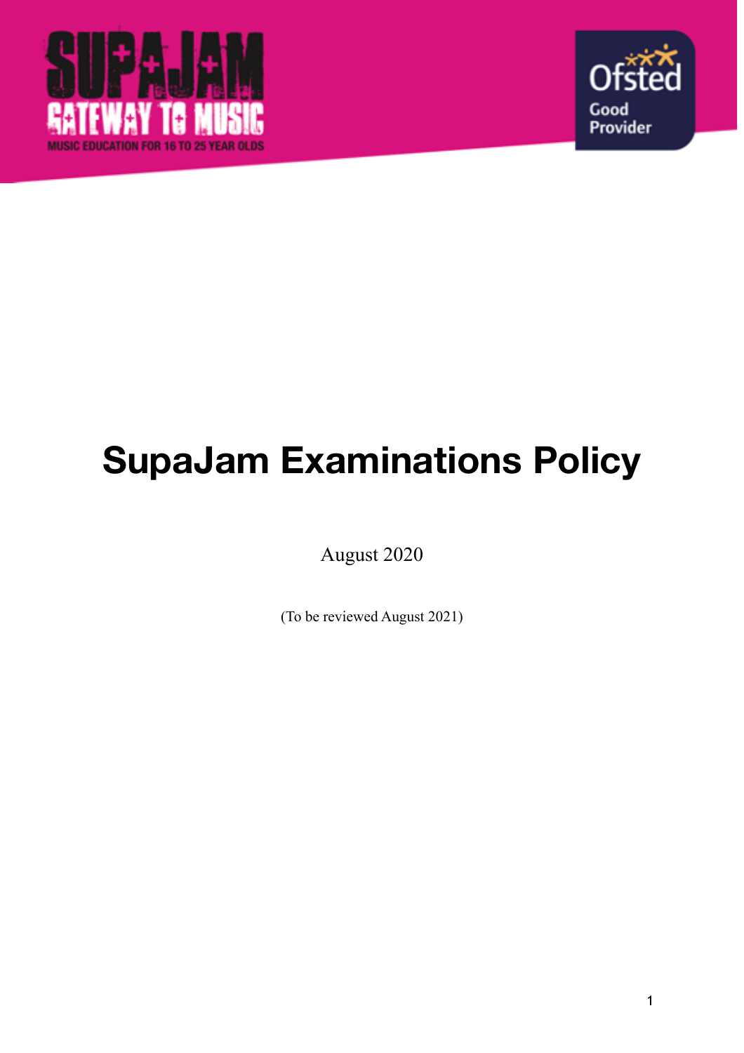SUPAJAM
GATEWAY TO MUSIC
MUSIC EDUCATION FOR 16 TO 25 YEAR OLDS

Ofsted
Good
Provider

# SupaJam Examinations Policy

August 2020

(To be reviewed August 2021)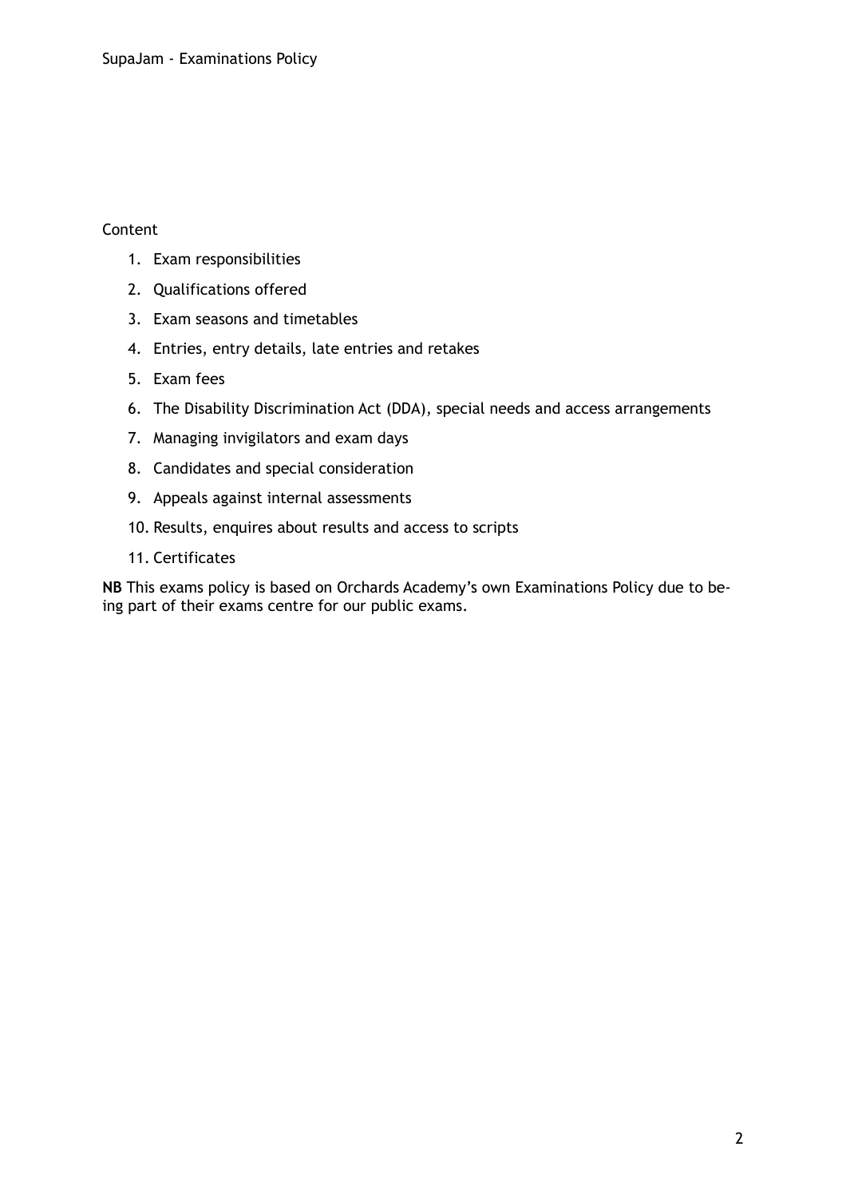Content

1. Exam responsibilities
2. Qualifications offered
3. Exam seasons and timetables
4. Entries, entry details, late entries and retakes
5. Exam fees
6. The Disability Discrimination Act (DDA), special needs and access arrangements
7. Managing invigilators and exam days
8. Candidates and special consideration
9. Appeals against internal assessments
10. Results, enquires about results and access to scripts
11. Certificates

**NB** This exams policy is based on Orchards Academy's own Examinations Policy due to being part of their exams centre for our public exams.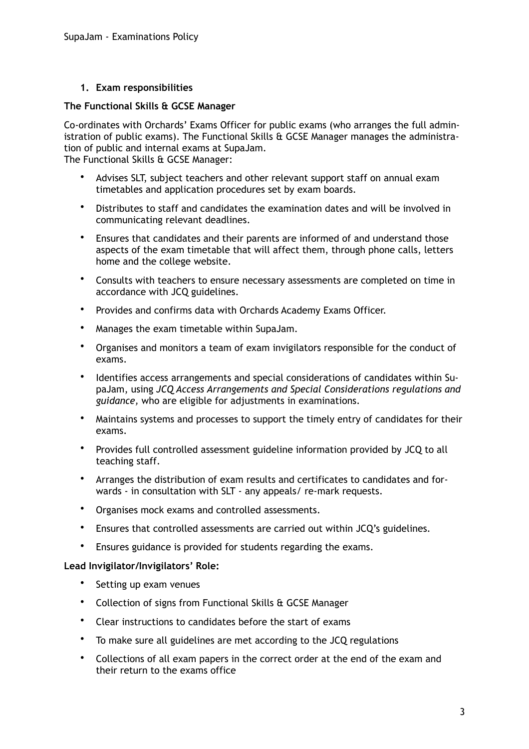## 1. Exam responsibilities

**The Functional Skills & GCSE Manager**

Co-ordinates with Orchards' Exams Officer for public exams (who arranges the full administration of public exams). The Functional Skills & GCSE Manager manages the administration of public and internal exams at SupaJam.
The Functional Skills & GCSE Manager:

- Advises SLT, subject teachers and other relevant support staff on annual exam timetables and application procedures set by exam boards.
- Distributes to staff and candidates the examination dates and will be involved in communicating relevant deadlines.
- Ensures that candidates and their parents are informed of and understand those aspects of the exam timetable that will affect them, through phone calls, letters home and the college website.
- Consults with teachers to ensure necessary assessments are completed on time in accordance with JCQ guidelines.
- Provides and confirms data with Orchards Academy Exams Officer.
- Manages the exam timetable within SupaJam.
- Organises and monitors a team of exam invigilators responsible for the conduct of exams.
- Identifies access arrangements and special considerations of candidates within SupaJam, using *JCQ Access Arrangements and Special Considerations regulations and guidance,* who are eligible for adjustments in examinations.
- Maintains systems and processes to support the timely entry of candidates for their exams.
- Provides full controlled assessment guideline information provided by JCQ to all teaching staff.
- Arranges the distribution of exam results and certificates to candidates and forwards - in consultation with SLT - any appeals/ re-mark requests.
- Organises mock exams and controlled assessments.
- Ensures that controlled assessments are carried out within JCQ's guidelines.
- Ensures guidance is provided for students regarding the exams.

**Lead Invigilator/Invigilators' Role:**

- Setting up exam venues
- Collection of signs from Functional Skills & GCSE Manager
- Clear instructions to candidates before the start of exams
- To make sure all guidelines are met according to the JCQ regulations
- Collections of all exam papers in the correct order at the end of the exam and their return to the exams office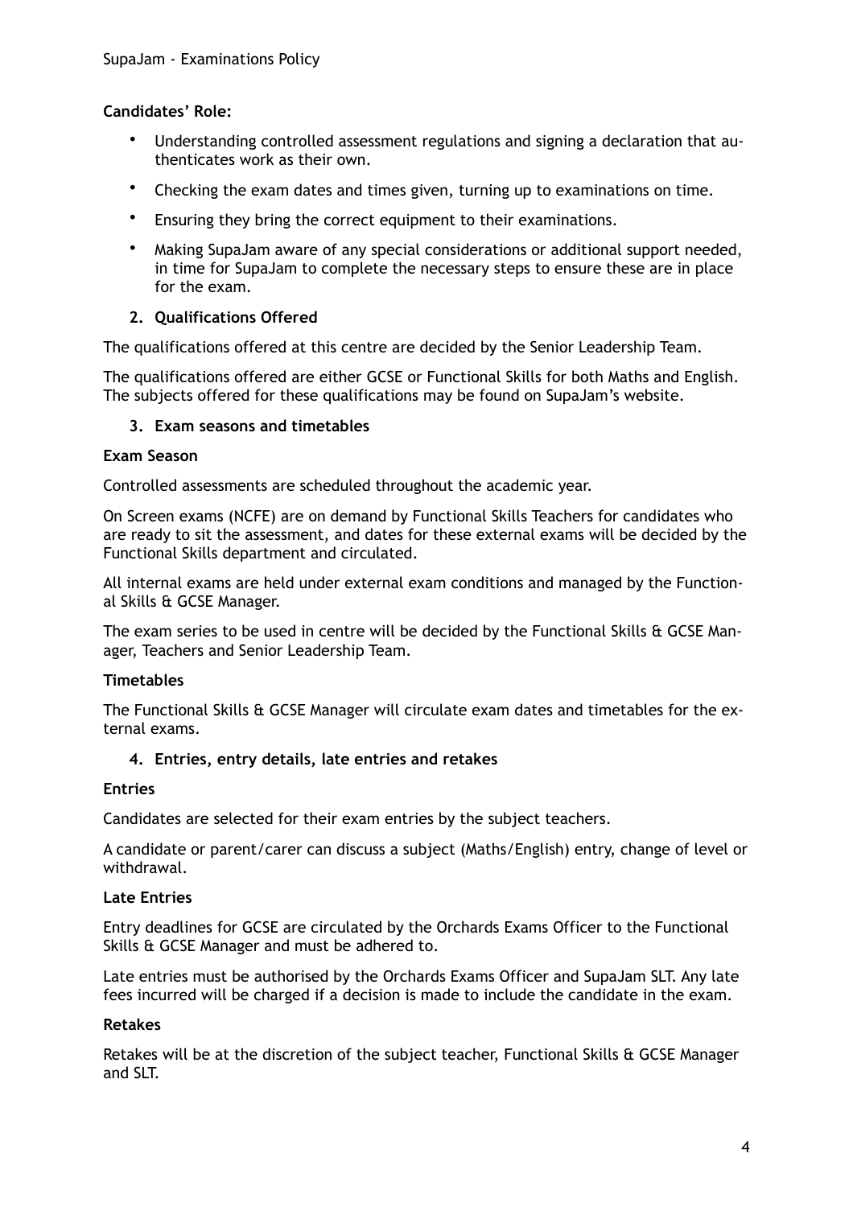**Candidates' Role:**

- Understanding controlled assessment regulations and signing a declaration that authenticates work as their own.
- Checking the exam dates and times given, turning up to examinations on time.
- Ensuring they bring the correct equipment to their examinations.
- Making SupaJam aware of any special considerations or additional support needed, in time for SupaJam to complete the necessary steps to ensure these are in place for the exam.

## 2. Qualifications Offered

The qualifications offered at this centre are decided by the Senior Leadership Team.

The qualifications offered are either GCSE or Functional Skills for both Maths and English. The subjects offered for these qualifications may be found on SupaJam's website.

## 3. Exam seasons and timetables

### Exam Season

Controlled assessments are scheduled throughout the academic year.

On Screen exams (NCFE) are on demand by Functional Skills Teachers for candidates who are ready to sit the assessment, and dates for these external exams will be decided by the Functional Skills department and circulated.

All internal exams are held under external exam conditions and managed by the Functional Skills & GCSE Manager.

The exam series to be used in centre will be decided by the Functional Skills & GCSE Manager, Teachers and Senior Leadership Team.

### Timetables

The Functional Skills & GCSE Manager will circulate exam dates and timetables for the external exams.

## 4. Entries, entry details, late entries and retakes

### Entries

Candidates are selected for their exam entries by the subject teachers.

A candidate or parent/carer can discuss a subject (Maths/English) entry, change of level or withdrawal.

### Late Entries

Entry deadlines for GCSE are circulated by the Orchards Exams Officer to the Functional Skills & GCSE Manager and must be adhered to.

Late entries must be authorised by the Orchards Exams Officer and SupaJam SLT. Any late fees incurred will be charged if a decision is made to include the candidate in the exam.

### Retakes

Retakes will be at the discretion of the subject teacher, Functional Skills & GCSE Manager and SLT.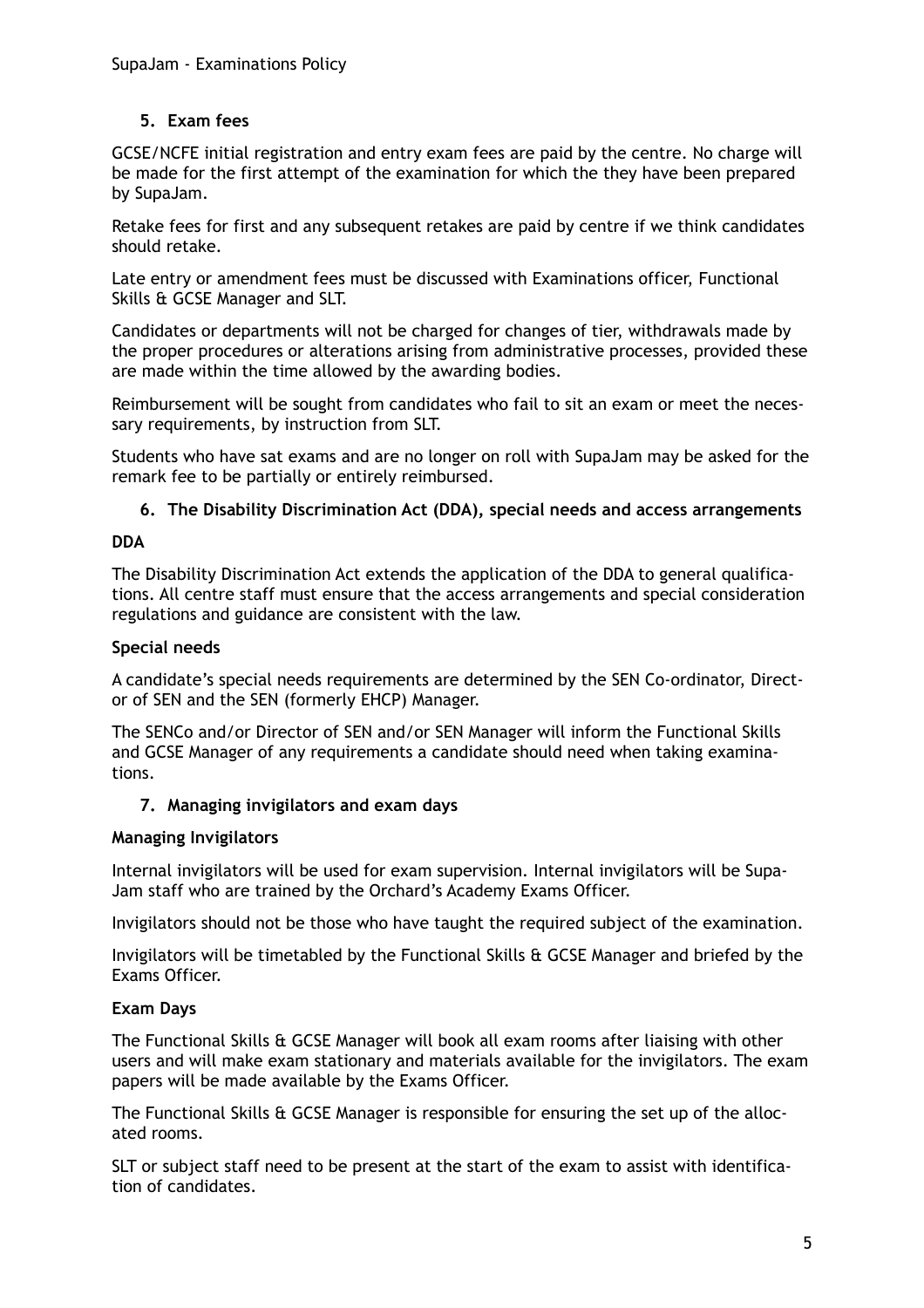## 5. Exam fees

GCSE/NCFE initial registration and entry exam fees are paid by the centre. No charge will be made for the first attempt of the examination for which the they have been prepared by SupaJam.

Retake fees for first and any subsequent retakes are paid by centre if we think candidates should retake.

Late entry or amendment fees must be discussed with Examinations officer, Functional Skills & GCSE Manager and SLT.

Candidates or departments will not be charged for changes of tier, withdrawals made by the proper procedures or alterations arising from administrative processes, provided these are made within the time allowed by the awarding bodies.

Reimbursement will be sought from candidates who fail to sit an exam or meet the necessary requirements, by instruction from SLT.

Students who have sat exams and are no longer on roll with SupaJam may be asked for the remark fee to be partially or entirely reimbursed.

## 6. The Disability Discrimination Act (DDA), special needs and access arrangements

### DDA

The Disability Discrimination Act extends the application of the DDA to general qualifications. All centre staff must ensure that the access arrangements and special consideration regulations and guidance are consistent with the law.

### Special needs

A candidate's special needs requirements are determined by the SEN Co-ordinator, Director of SEN and the SEN (formerly EHCP) Manager.

The SENCo and/or Director of SEN and/or SEN Manager will inform the Functional Skills and GCSE Manager of any requirements a candidate should need when taking examinations.

## 7. Managing invigilators and exam days

### Managing Invigilators

Internal invigilators will be used for exam supervision. Internal invigilators will be SupaJam staff who are trained by the Orchard's Academy Exams Officer.

Invigilators should not be those who have taught the required subject of the examination.

Invigilators will be timetabled by the Functional Skills & GCSE Manager and briefed by the Exams Officer.

### Exam Days

The Functional Skills & GCSE Manager will book all exam rooms after liaising with other users and will make exam stationary and materials available for the invigilators. The exam papers will be made available by the Exams Officer.

The Functional Skills & GCSE Manager is responsible for ensuring the set up of the allocated rooms.

SLT or subject staff need to be present at the start of the exam to assist with identification of candidates.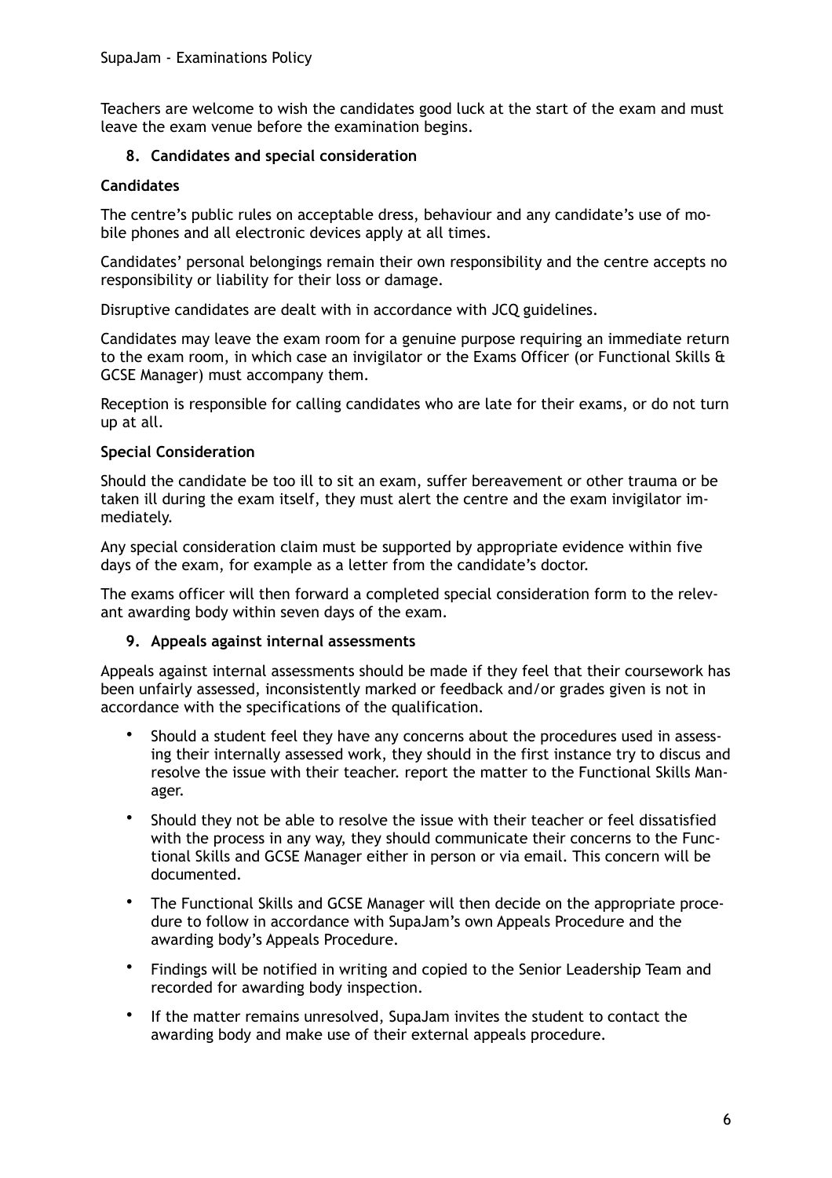Teachers are welcome to wish the candidates good luck at the start of the exam and must leave the exam venue before the examination begins.

### 8. Candidates and special consideration

**Candidates**

The centre's public rules on acceptable dress, behaviour and any candidate's use of mobile phones and all electronic devices apply at all times.

Candidates' personal belongings remain their own responsibility and the centre accepts no responsibility or liability for their loss or damage.

Disruptive candidates are dealt with in accordance with JCQ guidelines.

Candidates may leave the exam room for a genuine purpose requiring an immediate return to the exam room, in which case an invigilator or the Exams Officer (or Functional Skills & GCSE Manager) must accompany them.

Reception is responsible for calling candidates who are late for their exams, or do not turn up at all.

**Special Consideration**

Should the candidate be too ill to sit an exam, suffer bereavement or other trauma or be taken ill during the exam itself, they must alert the centre and the exam invigilator immediately.

Any special consideration claim must be supported by appropriate evidence within five days of the exam, for example as a letter from the candidate's doctor.

The exams officer will then forward a completed special consideration form to the relevant awarding body within seven days of the exam.

### 9. Appeals against internal assessments

Appeals against internal assessments should be made if they feel that their coursework has been unfairly assessed, inconsistently marked or feedback and/or grades given is not in accordance with the specifications of the qualification.

- Should a student feel they have any concerns about the procedures used in assessing their internally assessed work, they should in the first instance try to discus and resolve the issue with their teacher. report the matter to the Functional Skills Manager.
- Should they not be able to resolve the issue with their teacher or feel dissatisfied with the process in any way, they should communicate their concerns to the Functional Skills and GCSE Manager either in person or via email. This concern will be documented.
- The Functional Skills and GCSE Manager will then decide on the appropriate procedure to follow in accordance with SupaJam's own Appeals Procedure and the awarding body's Appeals Procedure.
- Findings will be notified in writing and copied to the Senior Leadership Team and recorded for awarding body inspection.
- If the matter remains unresolved, SupaJam invites the student to contact the awarding body and make use of their external appeals procedure.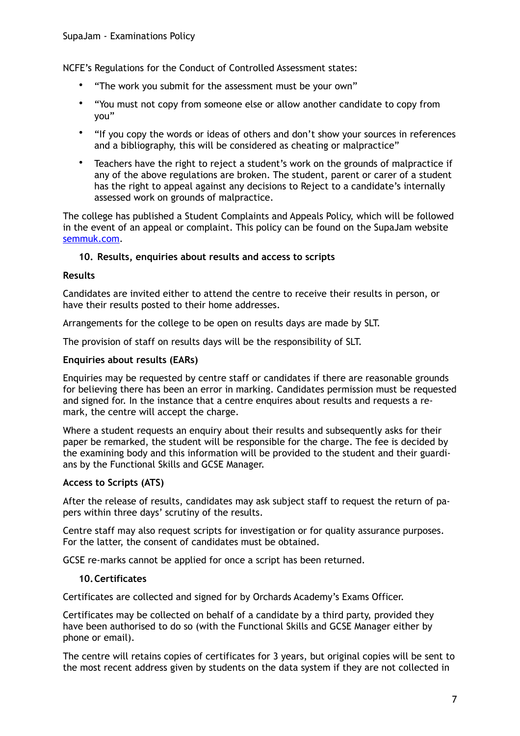NCFE's Regulations for the Conduct of Controlled Assessment states:

- "The work you submit for the assessment must be your own"
- "You must not copy from someone else or allow another candidate to copy from you"
- "If you copy the words or ideas of others and don't show your sources in references and a bibliography, this will be considered as cheating or malpractice"
- Teachers have the right to reject a student's work on the grounds of malpractice if any of the above regulations are broken. The student, parent or carer of a student has the right to appeal against any decisions to Reject to a candidate's internally assessed work on grounds of malpractice.

The college has published a Student Complaints and Appeals Policy, which will be followed in the event of an appeal or complaint. This policy can be found on the SupaJam website [semmuk.com](semmuk.com).

## 10. Results, enquiries about results and access to scripts

**Results**

Candidates are invited either to attend the centre to receive their results in person, or have their results posted to their home addresses.

Arrangements for the college to be open on results days are made by SLT.

The provision of staff on results days will be the responsibility of SLT.

**Enquiries about results (EARs)**

Enquiries may be requested by centre staff or candidates if there are reasonable grounds for believing there has been an error in marking. Candidates permission must be requested and signed for. In the instance that a centre enquires about results and requests a re-mark, the centre will accept the charge.

Where a student requests an enquiry about their results and subsequently asks for their paper be remarked, the student will be responsible for the charge. The fee is decided by the examining body and this information will be provided to the student and their guardians by the Functional Skills and GCSE Manager.

**Access to Scripts (ATS)**

After the release of results, candidates may ask subject staff to request the return of papers within three days' scrutiny of the results.

Centre staff may also request scripts for investigation or for quality assurance purposes. For the latter, the consent of candidates must be obtained.

GCSE re-marks cannot be applied for once a script has been returned.

## 10. Certificates

Certificates are collected and signed for by Orchards Academy's Exams Officer.

Certificates may be collected on behalf of a candidate by a third party, provided they have been authorised to do so (with the Functional Skills and GCSE Manager either by phone or email).

The centre will retains copies of certificates for 3 years, but original copies will be sent to the most recent address given by students on the data system if they are not collected in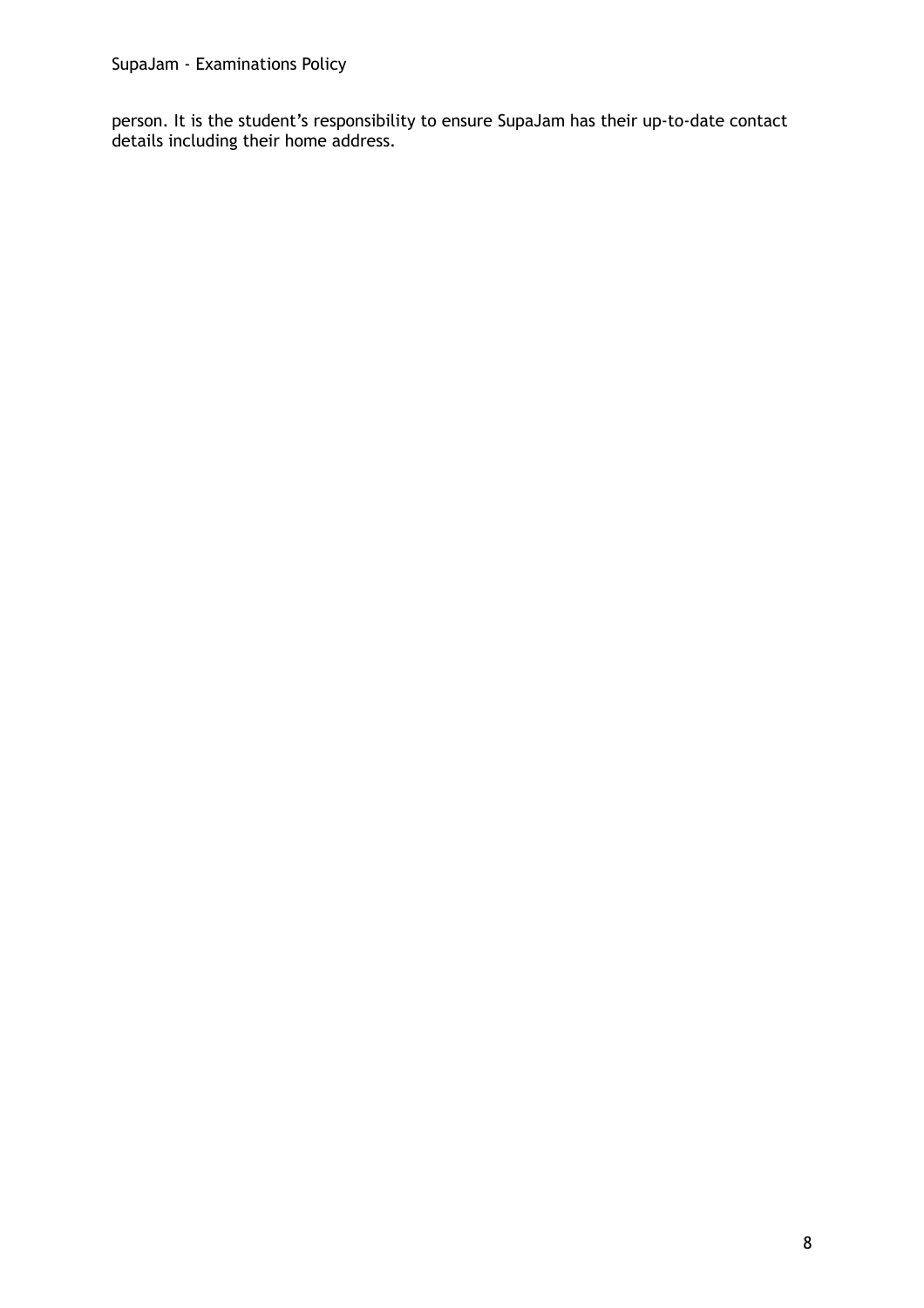person. It is the student's responsibility to ensure SupaJam has their up-to-date contact details including their home address.